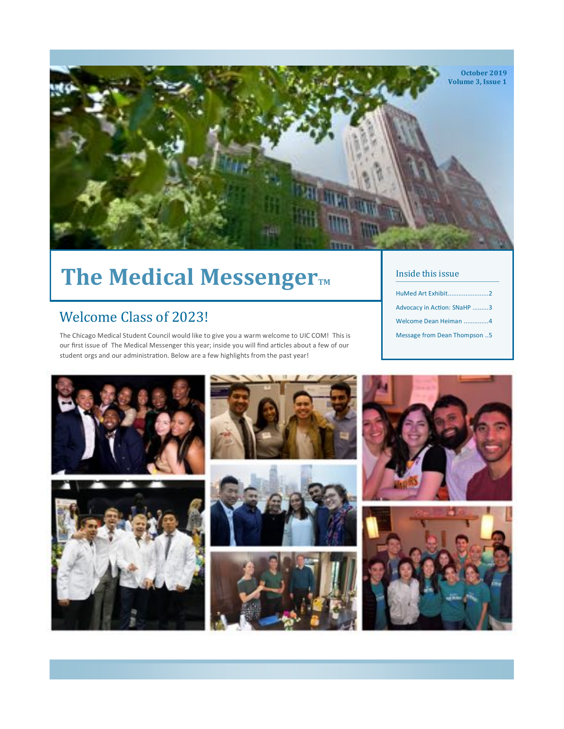October 2019
Volume 3, Issue 1

# The Medical Messenger™

## Welcome Class of 2023!

The Chicago Medical Student Council would like to give you a warm welcome to UIC COM! This is our first issue of The Medical Messenger this year; inside you will find articles about a few of our student orgs and our administration. Below are a few highlights from the past year!

### Inside this issue

- HuMed Art Exhibit.......................2
- Advocacy in Action: SNaHP .........3
- Welcome Dean Heiman .............4
- Message from Dean Thompson ..5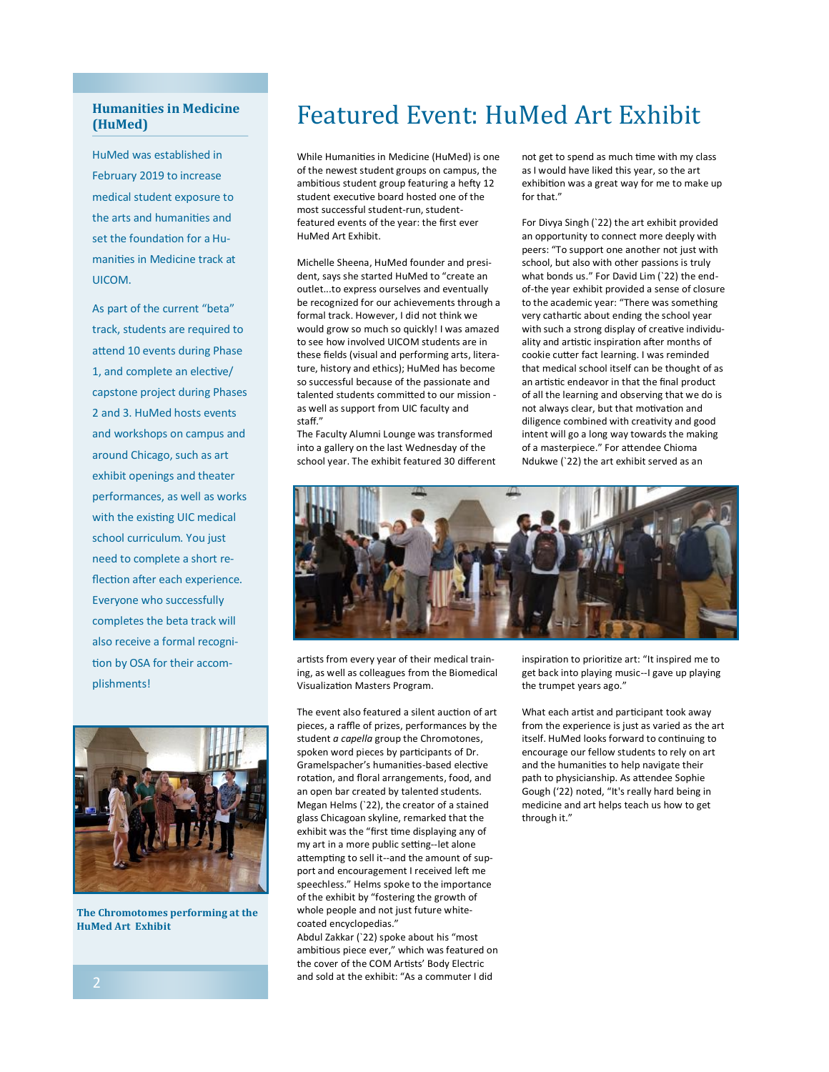## Humanities in Medicine (HuMed)

HuMed was established in February 2019 to increase medical student exposure to the arts and humanities and set the foundation for a Humanities in Medicine track at UICOM.

As part of the current "beta" track, students are required to attend 10 events during Phase 1, and complete an elective/capstone project during Phases 2 and 3. HuMed hosts events and workshops on campus and around Chicago, such as art exhibit openings and theater performances, as well as works with the existing UIC medical school curriculum. You just need to complete a short reflection after each experience. Everyone who successfully completes the beta track will also receive a formal recognition by OSA for their accomplishments!

**The Chromotomes performing at the HuMed Art Exhibit**

# Featured Event: HuMed Art Exhibit

While Humanities in Medicine (HuMed) is one of the newest student groups on campus, the ambitious student group featuring a hefty 12 student executive board hosted one of the most successful student-run, student-featured events of the year: the first ever HuMed Art Exhibit.

Michelle Sheena, HuMed founder and president, says she started HuMed to "create an outlet...to express ourselves and eventually be recognized for our achievements through a formal track. However, I did not think we would grow so much so quickly! I was amazed to see how involved UICOM students are in these fields (visual and performing arts, literature, history and ethics); HuMed has become so successful because of the passionate and talented students committed to our mission - as well as support from UIC faculty and staff."

The Faculty Alumni Lounge was transformed into a gallery on the last Wednesday of the school year. The exhibit featured 30 different artists from every year of their medical training, as well as colleagues from the Biomedical Visualization Masters Program.

The event also featured a silent auction of art pieces, a raffle of prizes, performances by the student *a capella* group the Chromotones, spoken word pieces by participants of Dr. Gramelspacher's humanities-based elective rotation, and floral arrangements, food, and an open bar created by talented students. Megan Helms (`22), the creator of a stained glass Chicagoan skyline, remarked that the exhibit was the "first time displaying any of my art in a more public setting--let alone attempting to sell it--and the amount of support and encouragement I received left me speechless." Helms spoke to the importance of the exhibit by "fostering the growth of whole people and not just future white-coated encyclopedias."

Abdul Zakkar (`22) spoke about his "most ambitious piece ever," which was featured on the cover of the COM Artists' Body Electric and sold at the exhibit: "As a commuter I did not get to spend as much time with my class as I would have liked this year, so the art exhibition was a great way for me to make up for that."

For Divya Singh (`22) the art exhibit provided an opportunity to connect more deeply with peers: "To support one another not just with school, but also with other passions is truly what bonds us." For David Lim (`22) the end-of-the year exhibit provided a sense of closure to the academic year: "There was something very cathartic about ending the school year with such a strong display of creative individuality and artistic inspiration after months of cookie cutter fact learning. I was reminded that medical school itself can be thought of as an artistic endeavor in that the final product of all the learning and observing that we do is not always clear, but that motivation and diligence combined with creativity and good intent will go a long way towards the making of a masterpiece." For attendee Chioma Ndukwe (`22) the art exhibit served as an inspiration to prioritize art: "It inspired me to get back into playing music--I gave up playing the trumpet years ago."

What each artist and participant took away from the experience is just as varied as the art itself. HuMed looks forward to continuing to encourage our fellow students to rely on art and the humanities to help navigate their path to physicianship. As attendee Sophie Gough ('22) noted, "It's really hard being in medicine and art helps teach us how to get through it."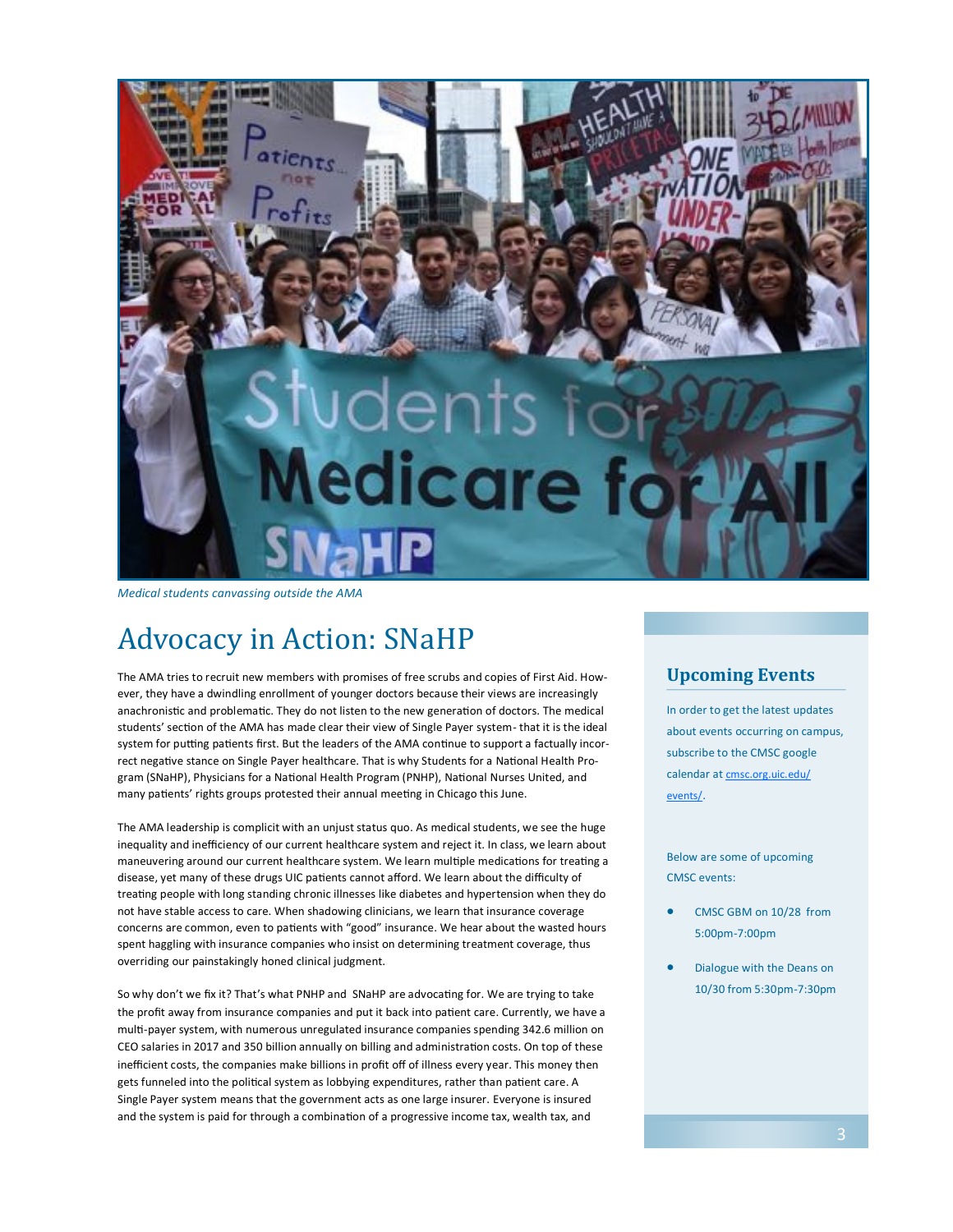*Medical students canvassing outside the AMA*

# Advocacy in Action: SNaHP

The AMA tries to recruit new members with promises of free scrubs and copies of First Aid. However, they have a dwindling enrollment of younger doctors because their views are increasingly anachronistic and problematic. They do not listen to the new generation of doctors. The medical students' section of the AMA has made clear their view of Single Payer system- that it is the ideal system for putting patients first. But the leaders of the AMA continue to support a factually incorrect negative stance on Single Payer healthcare. That is why Students for a National Health Program (SNaHP), Physicians for a National Health Program (PNHP), National Nurses United, and many patients' rights groups protested their annual meeting in Chicago this June.

The AMA leadership is complicit with an unjust status quo. As medical students, we see the huge inequality and inefficiency of our current healthcare system and reject it. In class, we learn about maneuvering around our current healthcare system. We learn multiple medications for treating a disease, yet many of these drugs UIC patients cannot afford. We learn about the difficulty of treating people with long standing chronic illnesses like diabetes and hypertension when they do not have stable access to care. When shadowing clinicians, we learn that insurance coverage concerns are common, even to patients with "good" insurance. We hear about the wasted hours spent haggling with insurance companies who insist on determining treatment coverage, thus overriding our painstakingly honed clinical judgment.

So why don't we fix it? That's what PNHP and SNaHP are advocating for. We are trying to take the profit away from insurance companies and put it back into patient care. Currently, we have a multi-payer system, with numerous unregulated insurance companies spending 342.6 million on CEO salaries in 2017 and 350 billion annually on billing and administration costs. On top of these inefficient costs, the companies make billions in profit off of illness every year. This money then gets funneled into the political system as lobbying expenditures, rather than patient care. A Single Payer system means that the government acts as one large insurer. Everyone is insured and the system is paid for through a combination of a progressive income tax, wealth tax, and

## Upcoming Events

In order to get the latest updates about events occurring on campus, subscribe to the CMSC google calendar at cmsc.org.uic.edu/events/.

Below are some of upcoming CMSC events:

- CMSC GBM on 10/28 from 5:00pm-7:00pm
- Dialogue with the Deans on 10/30 from 5:30pm-7:30pm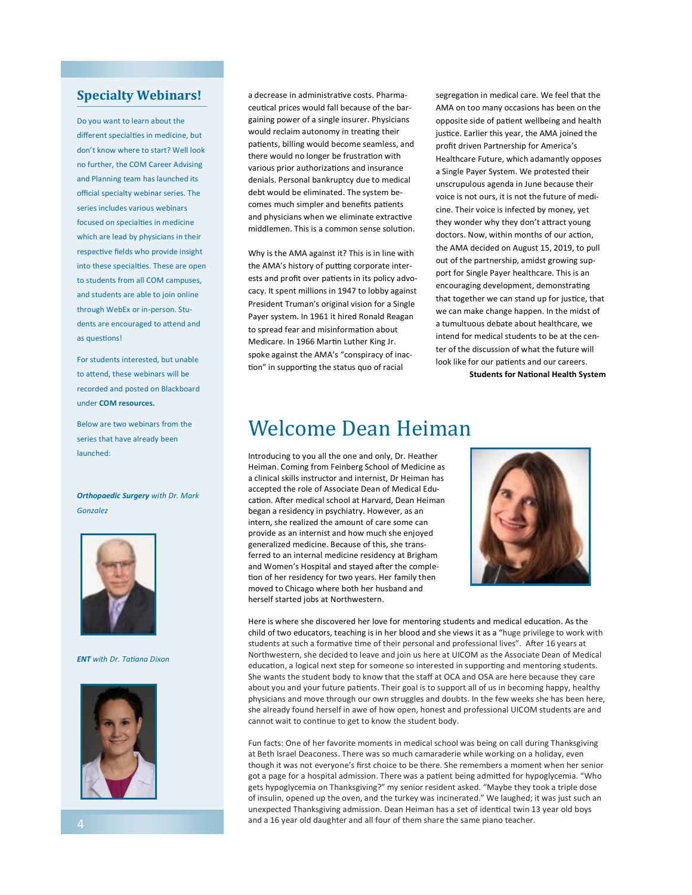## Specialty Webinars!

Do you want to learn about the different specialties in medicine, but don't know where to start? Well look no further, the COM Career Advising and Planning team has launched its official specialty webinar series. The series includes various webinars focused on specialties in medicine which are lead by physicians in their respective fields who provide insight into these specialties. These are open to students from all COM campuses, and students are able to join online through WebEx or in-person. Students are encouraged to attend and as questions!

For students interested, but unable to attend, these webinars will be recorded and posted on Blackboard under **COM resources.**

Below are two webinars from the series that have already been launched:

***Orthopaedic Surgery*** *with Dr. Mark Gonzalez*

***ENT*** *with Dr. Tatiana Dixon*

a decrease in administrative costs. Pharmaceutical prices would fall because of the bargaining power of a single insurer. Physicians would reclaim autonomy in treating their patients, billing would become seamless, and there would no longer be frustration with various prior authorizations and insurance denials. Personal bankruptcy due to medical debt would be eliminated. The system becomes much simpler and benefits patients and physicians when we eliminate extractive middlemen. This is a common sense solution.

Why is the AMA against it? This is in line with the AMA's history of putting corporate interests and profit over patients in its policy advocacy. It spent millions in 1947 to lobby against President Truman's original vision for a Single Payer system. In 1961 it hired Ronald Reagan to spread fear and misinformation about Medicare. In 1966 Martin Luther King Jr. spoke against the AMA's "conspiracy of inaction" in supporting the status quo of racial segregation in medical care. We feel that the AMA on too many occasions has been on the opposite side of patient wellbeing and health justice. Earlier this year, the AMA joined the profit driven Partnership for America's Healthcare Future, which adamantly opposes a Single Payer System. We protested their unscrupulous agenda in June because their voice is not ours, it is not the future of medicine. Their voice is infected by money, yet they wonder why they don't attract young doctors. Now, within months of our action, the AMA decided on August 15, 2019, to pull out of the partnership, amidst growing support for Single Payer healthcare. This is an encouraging development, demonstrating that together we can stand up for justice, that we can make change happen. In the midst of a tumultuous debate about healthcare, we intend for medical students to be at the center of the discussion of what the future will look like for our patients and our careers.

**Students for National Health System**

# Welcome Dean Heiman

Introducing to you all the one and only, Dr. Heather Heiman. Coming from Feinberg School of Medicine as a clinical skills instructor and internist, Dr Heiman has accepted the role of Associate Dean of Medical Education. After medical school at Harvard, Dean Heiman began a residency in psychiatry. However, as an intern, she realized the amount of care some can provide as an internist and how much she enjoyed generalized medicine. Because of this, she transferred to an internal medicine residency at Brigham and Women's Hospital and stayed after the completion of her residency for two years. Her family then moved to Chicago where both her husband and herself started jobs at Northwestern.

Here is where she discovered her love for mentoring students and medical education. As the child of two educators, teaching is in her blood and she views it as a "huge privilege to work with students at such a formative time of their personal and professional lives". After 16 years at Northwestern, she decided to leave and join us here at UICOM as the Associate Dean of Medical education, a logical next step for someone so interested in supporting and mentoring students. She wants the student body to know that the staff at OCA and OSA are here because they care about you and your future patients. Their goal is to support all of us in becoming happy, healthy physicians and move through our own struggles and doubts. In the few weeks she has been here, she already found herself in awe of how open, honest and professional UICOM students are and cannot wait to continue to get to know the student body.

Fun facts: One of her favorite moments in medical school was being on call during Thanksgiving at Beth Israel Deaconess. There was so much camaraderie while working on a holiday, even though it was not everyone's first choice to be there. She remembers a moment when her senior got a page for a hospital admission. There was a patient being admitted for hypoglycemia. "Who gets hypoglycemia on Thanksgiving?" my senior resident asked. "Maybe they took a triple dose of insulin, opened up the oven, and the turkey was incinerated." We laughed; it was just such an unexpected Thanksgiving admission. Dean Heiman has a set of identical twin 13 year old boys and a 16 year old daughter and all four of them share the same piano teacher.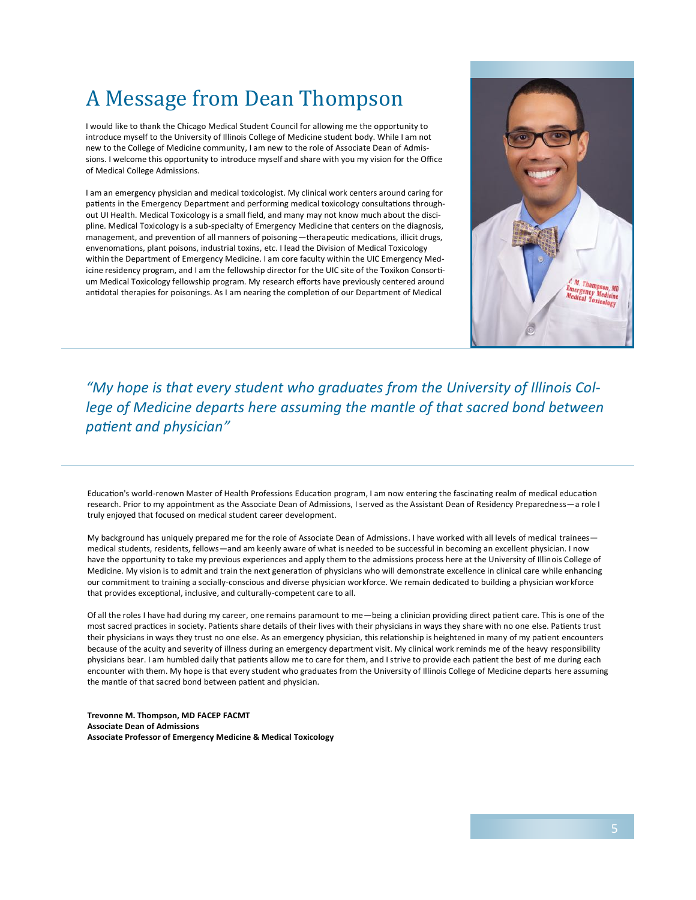# A Message from Dean Thompson

I would like to thank the Chicago Medical Student Council for allowing me the opportunity to introduce myself to the University of Illinois College of Medicine student body. While I am not new to the College of Medicine community, I am new to the role of Associate Dean of Admissions. I welcome this opportunity to introduce myself and share with you my vision for the Office of Medical College Admissions.

I am an emergency physician and medical toxicologist. My clinical work centers around caring for patients in the Emergency Department and performing medical toxicology consultations throughout UI Health. Medical Toxicology is a small field, and many may not know much about the discipline. Medical Toxicology is a sub-specialty of Emergency Medicine that centers on the diagnosis, management, and prevention of all manners of poisoning—therapeutic medications, illicit drugs, envenomations, plant poisons, industrial toxins, etc. I lead the Division of Medical Toxicology within the Department of Emergency Medicine. I am core faculty within the UIC Emergency Medicine residency program, and I am the fellowship director for the UIC site of the Toxikon Consortium Medical Toxicology fellowship program. My research efforts have previously centered around antidotal therapies for poisonings. As I am nearing the completion of our Department of Medical Education's world-renown Master of Health Professions Education program, I am now entering the fascinating realm of medical education research. Prior to my appointment as the Associate Dean of Admissions, I served as the Assistant Dean of Residency Preparedness—a role I truly enjoyed that focused on medical student career development.

*"My hope is that every student who graduates from the University of Illinois College of Medicine departs here assuming the mantle of that sacred bond between patient and physician"*

My background has uniquely prepared me for the role of Associate Dean of Admissions. I have worked with all levels of medical trainees—medical students, residents, fellows—and am keenly aware of what is needed to be successful in becoming an excellent physician. I now have the opportunity to take my previous experiences and apply them to the admissions process here at the University of Illinois College of Medicine. My vision is to admit and train the next generation of physicians who will demonstrate excellence in clinical care while enhancing our commitment to training a socially-conscious and diverse physician workforce. We remain dedicated to building a physician workforce that provides exceptional, inclusive, and culturally-competent care to all.

Of all the roles I have had during my career, one remains paramount to me—being a clinician providing direct patient care. This is one of the most sacred practices in society. Patients share details of their lives with their physicians in ways they share with no one else. Patients trust their physicians in ways they trust no one else. As an emergency physician, this relationship is heightened in many of my patient encounters because of the acuity and severity of illness during an emergency department visit. My clinical work reminds me of the heavy responsibility physicians bear. I am humbled daily that patients allow me to care for them, and I strive to provide each patient the best of me during each encounter with them. My hope is that every student who graduates from the University of Illinois College of Medicine departs here assuming the mantle of that sacred bond between patient and physician.

**Trevonne M. Thompson, MD FACEP FACMT**
**Associate Dean of Admissions**
**Associate Professor of Emergency Medicine & Medical Toxicology**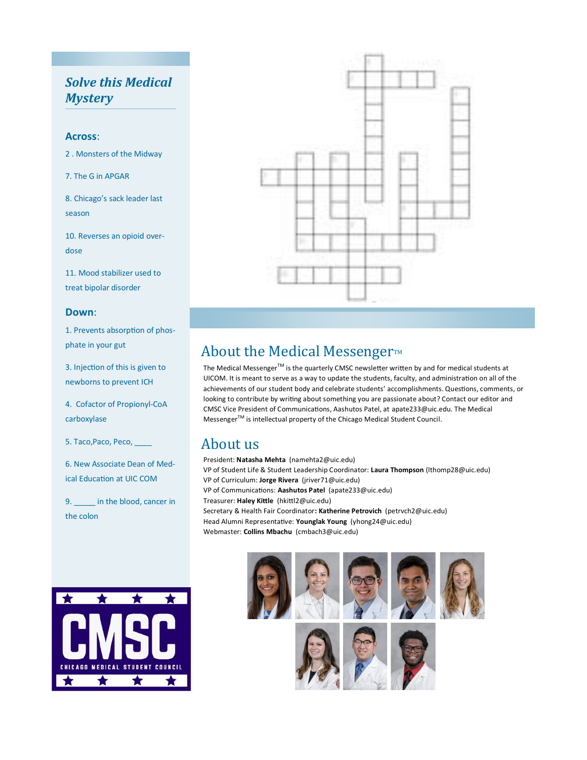## *Solve this Medical Mystery*

### Across:

2 . Monsters of the Midway

7. The G in APGAR

8. Chicago's sack leader last season

10. Reverses an opioid over-dose

11. Mood stabilizer used to treat bipolar disorder

### Down:

1. Prevents absorption of phos-phate in your gut

3. Injection of this is given to newborns to prevent ICH

4. Cofactor of Propionyl-CoA carboxylase

5. Taco,Paco, Peco, ____

6. New Associate Dean of Med-ical Education at UIC COM

9. _____ in the blood, cancer in the colon

# About the Medical Messenger™

The Medical Messenger™ is the quarterly CMSC newsletter written by and for medical students at UICOM. It is meant to serve as a way to update the students, faculty, and administration on all of the achievements of our student body and celebrate students' accomplishments. Questions, comments, or looking to contribute by writing about something you are passionate about? Contact our editor and CMSC Vice President of Communications, Aashutos Patel, at apate233@uic.edu. The Medical Messenger™ is intellectual property of the Chicago Medical Student Council.

# About us

President: **Natasha Mehta** (namehta2@uic.edu)
VP of Student Life & Student Leadership Coordinator: **Laura Thompson** (lthomp28@uic.edu)
VP of Curriculum: **Jorge Rivera** (jriver71@uic.edu)
VP of Communications: **Aashutos Patel** (apate233@uic.edu)
Treasurer: **Haley Kittle** (hkittl2@uic.edu)
Secretary & Health Fair Coordinator**: Katherine Petrovich** (petrvch2@uic.edu)
Head Alumni Representative: **Younglak Young** (yhong24@uic.edu)
Webmaster: **Collins Mbachu** (cmbach3@uic.edu)

CMSC
CHICAGO MEDICAL STUDENT COUNCIL